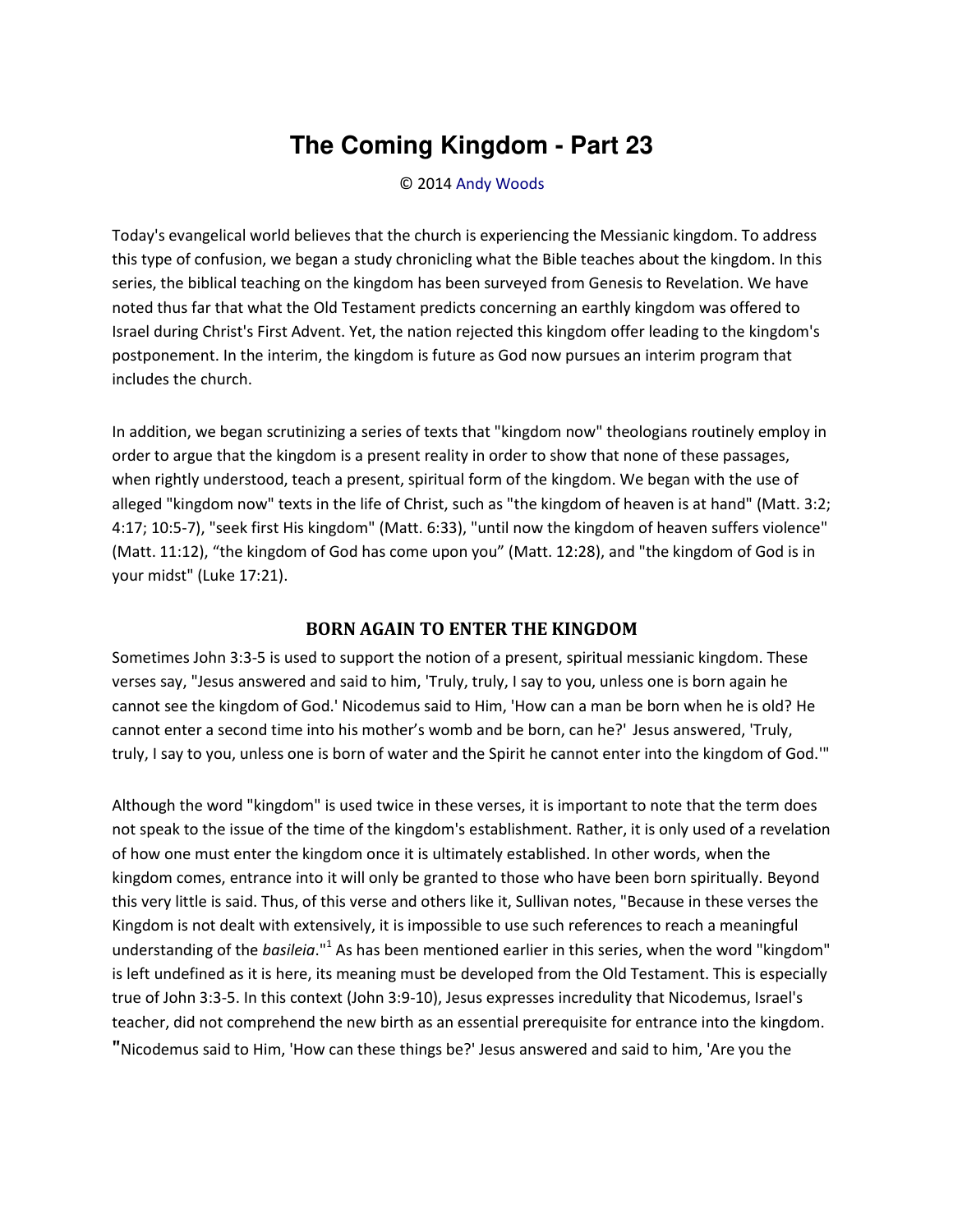# The Coming Kingdom - Part 23

© 2014 Andy Woods

Today's evangelical world believes that the church is experiencing the Messianic kingdom. To address this type of confusion, we began a study chronicling what the Bible teaches about the kingdom. In this series, the biblical teaching on the kingdom has been surveyed from Genesis to Revelation. We have noted thus far that what the Old Testament predicts concerning an earthly kingdom was offered to Israel during Christ's First Advent. Yet, the nation rejected this kingdom offer leading to the kingdom's postponement. In the interim, the kingdom is future as God now pursues an interim program that includes the church.

In addition, we began scrutinizing a series of texts that "kingdom now" theologians routinely employ in order to argue that the kingdom is a present reality in order to show that none of these passages, when rightly understood, teach a present, spiritual form of the kingdom. We began with the use of alleged "kingdom now" texts in the life of Christ, such as "the kingdom of heaven is at hand" (Matt. 3:2; 4:17; 10:5-7), "seek first His kingdom" (Matt. 6:33), "until now the kingdom of heaven suffers violence" (Matt. 11:12), "the kingdom of God has come upon you" (Matt. 12:28), and "the kingdom of God is in your midst" (Luke 17:21).

## BORN AGAIN TO ENTER THE KINGDOM

Sometimes John 3:3-5 is used to support the notion of a present, spiritual messianic kingdom. These verses say, "Jesus answered and said to him, 'Truly, truly, I say to you, unless one is born again he cannot see the kingdom of God.' Nicodemus said to Him, 'How can a man be born when he is old? He cannot enter a second time into his mother's womb and be born, can he?' Jesus answered, 'Truly, truly, I say to you, unless one is born of water and the Spirit he cannot enter into the kingdom of God.'"

Although the word "kingdom" is used twice in these verses, it is important to note that the term does not speak to the issue of the time of the kingdom's establishment. Rather, it is only used of a revelation of how one must enter the kingdom once it is ultimately established. In other words, when the kingdom comes, entrance into it will only be granted to those who have been born spiritually. Beyond this very little is said. Thus, of this verse and others like it, Sullivan notes, "Because in these verses the Kingdom is not dealt with extensively, it is impossible to use such references to reach a meaningful understanding of the *basileia*."[1] As has been mentioned earlier in this series, when the word "kingdom" is left undefined as it is here, its meaning must be developed from the Old Testament. This is especially true of John 3:3-5. In this context (John 3:9-10), Jesus expresses incredulity that Nicodemus, Israel's teacher, did not comprehend the new birth as an essential prerequisite for entrance into the kingdom. "Nicodemus said to Him, 'How can these things be?' Jesus answered and said to him, 'Are you the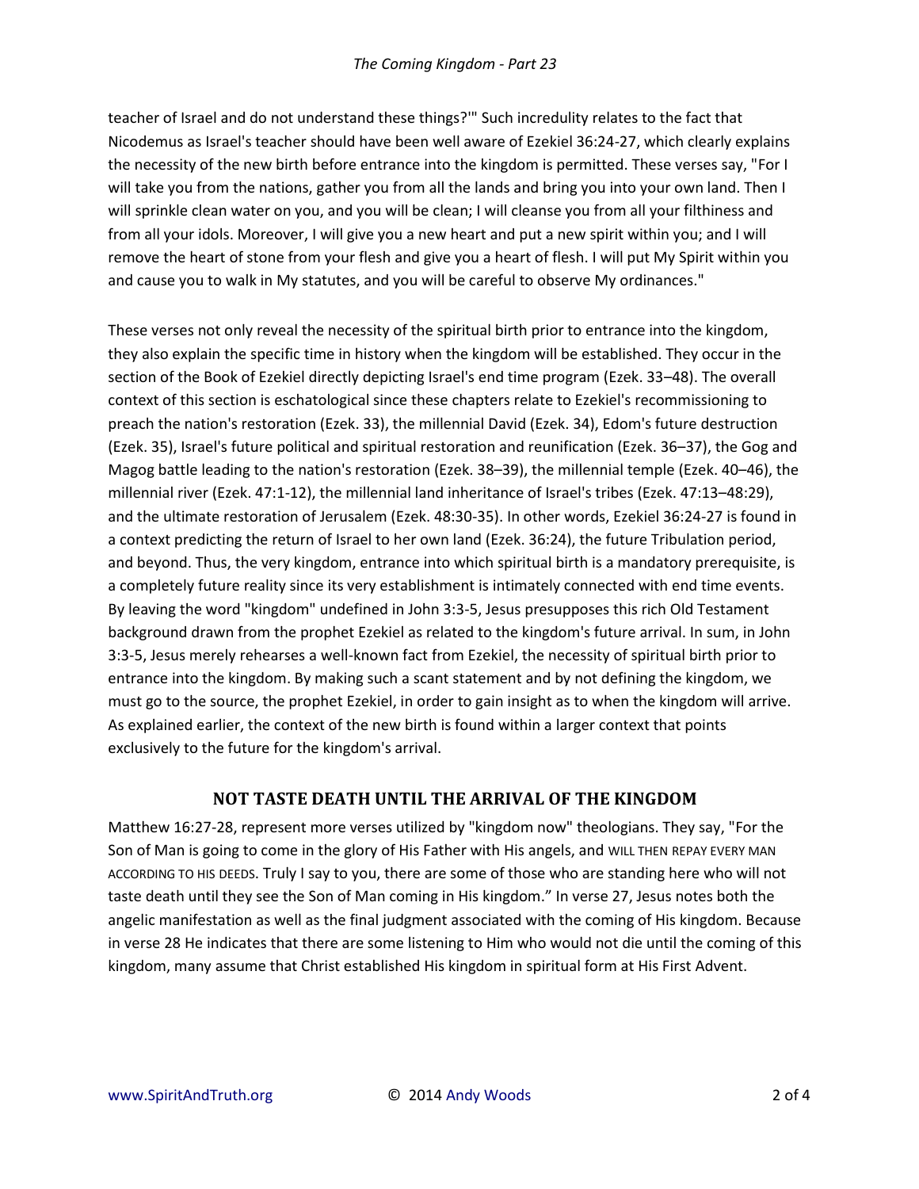teacher of Israel and do not understand these things?'" Such incredulity relates to the fact that Nicodemus as Israel's teacher should have been well aware of Ezekiel 36:24-27, which clearly explains the necessity of the new birth before entrance into the kingdom is permitted. These verses say, "For I will take you from the nations, gather you from all the lands and bring you into your own land. Then I will sprinkle clean water on you, and you will be clean; I will cleanse you from all your filthiness and from all your idols. Moreover, I will give you a new heart and put a new spirit within you; and I will remove the heart of stone from your flesh and give you a heart of flesh. I will put My Spirit within you and cause you to walk in My statutes, and you will be careful to observe My ordinances."

These verses not only reveal the necessity of the spiritual birth prior to entrance into the kingdom, they also explain the specific time in history when the kingdom will be established. They occur in the section of the Book of Ezekiel directly depicting Israel's end time program (Ezek. 33–48). The overall context of this section is eschatological since these chapters relate to Ezekiel's recommissioning to preach the nation's restoration (Ezek. 33), the millennial David (Ezek. 34), Edom's future destruction (Ezek. 35), Israel's future political and spiritual restoration and reunification (Ezek. 36–37), the Gog and Magog battle leading to the nation's restoration (Ezek. 38–39), the millennial temple (Ezek. 40–46), the millennial river (Ezek. 47:1-12), the millennial land inheritance of Israel's tribes (Ezek. 47:13–48:29), and the ultimate restoration of Jerusalem (Ezek. 48:30-35). In other words, Ezekiel 36:24-27 is found in a context predicting the return of Israel to her own land (Ezek. 36:24), the future Tribulation period, and beyond. Thus, the very kingdom, entrance into which spiritual birth is a mandatory prerequisite, is a completely future reality since its very establishment is intimately connected with end time events. By leaving the word "kingdom" undefined in John 3:3-5, Jesus presupposes this rich Old Testament background drawn from the prophet Ezekiel as related to the kingdom's future arrival. In sum, in John 3:3-5, Jesus merely rehearses a well-known fact from Ezekiel, the necessity of spiritual birth prior to entrance into the kingdom. By making such a scant statement and by not defining the kingdom, we must go to the source, the prophet Ezekiel, in order to gain insight as to when the kingdom will arrive. As explained earlier, the context of the new birth is found within a larger context that points exclusively to the future for the kingdom's arrival.

## NOT TASTE DEATH UNTIL THE ARRIVAL OF THE KINGDOM

Matthew 16:27-28, represent more verses utilized by "kingdom now" theologians. They say, "For the Son of Man is going to come in the glory of His Father with His angels, and WILL THEN REPAY EVERY MAN ACCORDING TO HIS DEEDS. Truly I say to you, there are some of those who are standing here who will not taste death until they see the Son of Man coming in His kingdom." In verse 27, Jesus notes both the angelic manifestation as well as the final judgment associated with the coming of His kingdom. Because in verse 28 He indicates that there are some listening to Him who would not die until the coming of this kingdom, many assume that Christ established His kingdom in spiritual form at His First Advent.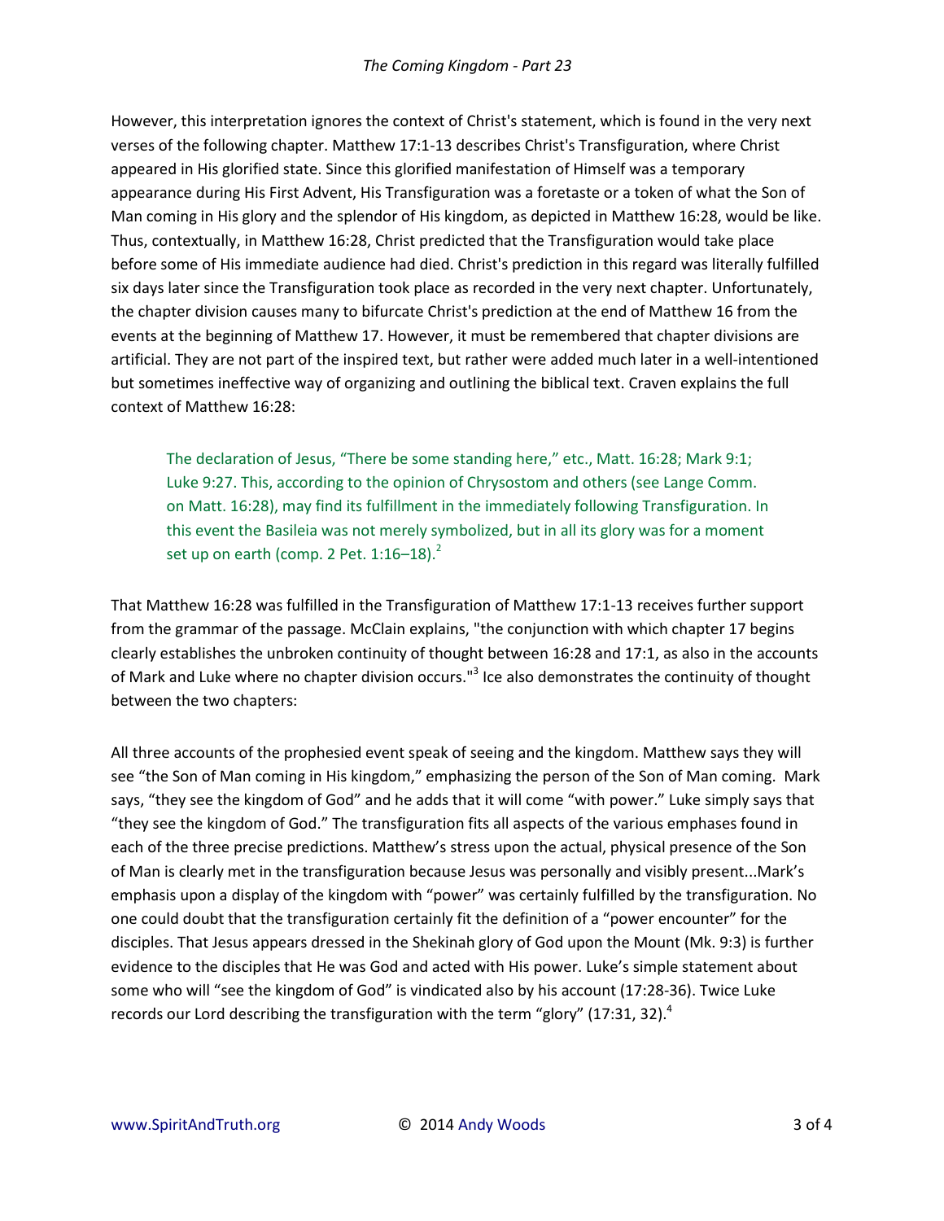However, this interpretation ignores the context of Christ's statement, which is found in the very next verses of the following chapter. Matthew 17:1-13 describes Christ's Transfiguration, where Christ appeared in His glorified state. Since this glorified manifestation of Himself was a temporary appearance during His First Advent, His Transfiguration was a foretaste or a token of what the Son of Man coming in His glory and the splendor of His kingdom, as depicted in Matthew 16:28, would be like. Thus, contextually, in Matthew 16:28, Christ predicted that the Transfiguration would take place before some of His immediate audience had died. Christ's prediction in this regard was literally fulfilled six days later since the Transfiguration took place as recorded in the very next chapter. Unfortunately, the chapter division causes many to bifurcate Christ's prediction at the end of Matthew 16 from the events at the beginning of Matthew 17. However, it must be remembered that chapter divisions are artificial. They are not part of the inspired text, but rather were added much later in a well-intentioned but sometimes ineffective way of organizing and outlining the biblical text. Craven explains the full context of Matthew 16:28:

> The declaration of Jesus, "There be some standing here," etc., Matt. 16:28; Mark 9:1; Luke 9:27. This, according to the opinion of Chrysostom and others (see Lange Comm. on Matt. 16:28), may find its fulfillment in the immediately following Transfiguration. In this event the Basileia was not merely symbolized, but in all its glory was for a moment set up on earth (comp. 2 Pet. 1:16–18).[2]

That Matthew 16:28 was fulfilled in the Transfiguration of Matthew 17:1-13 receives further support from the grammar of the passage. McClain explains, "the conjunction with which chapter 17 begins clearly establishes the unbroken continuity of thought between 16:28 and 17:1, as also in the accounts of Mark and Luke where no chapter division occurs."[3] Ice also demonstrates the continuity of thought between the two chapters:

All three accounts of the prophesied event speak of seeing and the kingdom. Matthew says they will see "the Son of Man coming in His kingdom," emphasizing the person of the Son of Man coming. Mark says, "they see the kingdom of God" and he adds that it will come "with power." Luke simply says that "they see the kingdom of God." The transfiguration fits all aspects of the various emphases found in each of the three precise predictions. Matthew's stress upon the actual, physical presence of the Son of Man is clearly met in the transfiguration because Jesus was personally and visibly present...Mark's emphasis upon a display of the kingdom with "power" was certainly fulfilled by the transfiguration. No one could doubt that the transfiguration certainly fit the definition of a "power encounter" for the disciples. That Jesus appears dressed in the Shekinah glory of God upon the Mount (Mk. 9:3) is further evidence to the disciples that He was God and acted with His power. Luke's simple statement about some who will "see the kingdom of God" is vindicated also by his account (17:28-36). Twice Luke records our Lord describing the transfiguration with the term "glory" (17:31, 32).[4]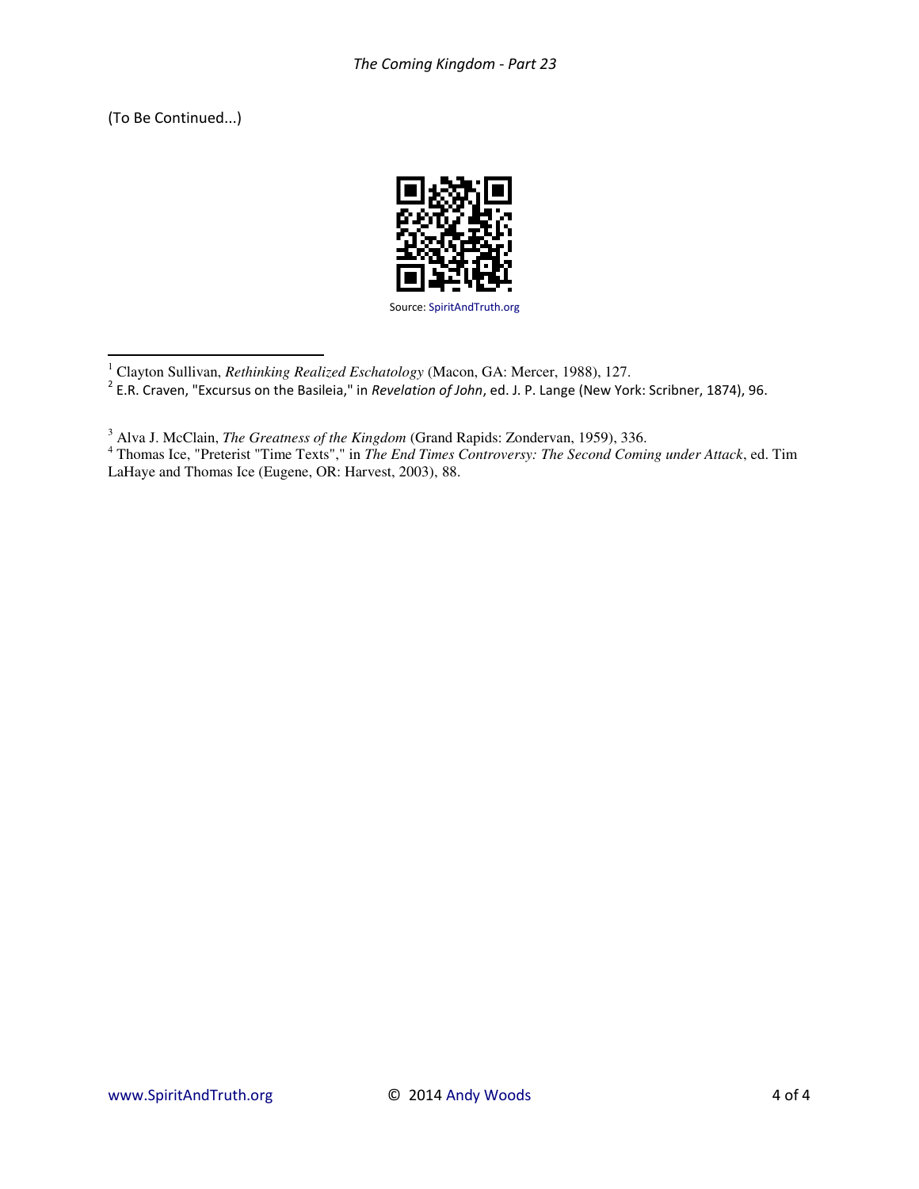(To Be Continued...)

Source: SpiritAndTruth.org

[1] Clayton Sullivan, *Rethinking Realized Eschatology* (Macon, GA: Mercer, 1988), 127.

[2] E.R. Craven, "Excursus on the Basileia," in *Revelation of John*, ed. J. P. Lange (New York: Scribner, 1874), 96.

[3] Alva J. McClain, *The Greatness of the Kingdom* (Grand Rapids: Zondervan, 1959), 336.

[4] Thomas Ice, "Preterist "Time Texts"," in *The End Times Controversy: The Second Coming under Attack*, ed. Tim LaHaye and Thomas Ice (Eugene, OR: Harvest, 2003), 88.